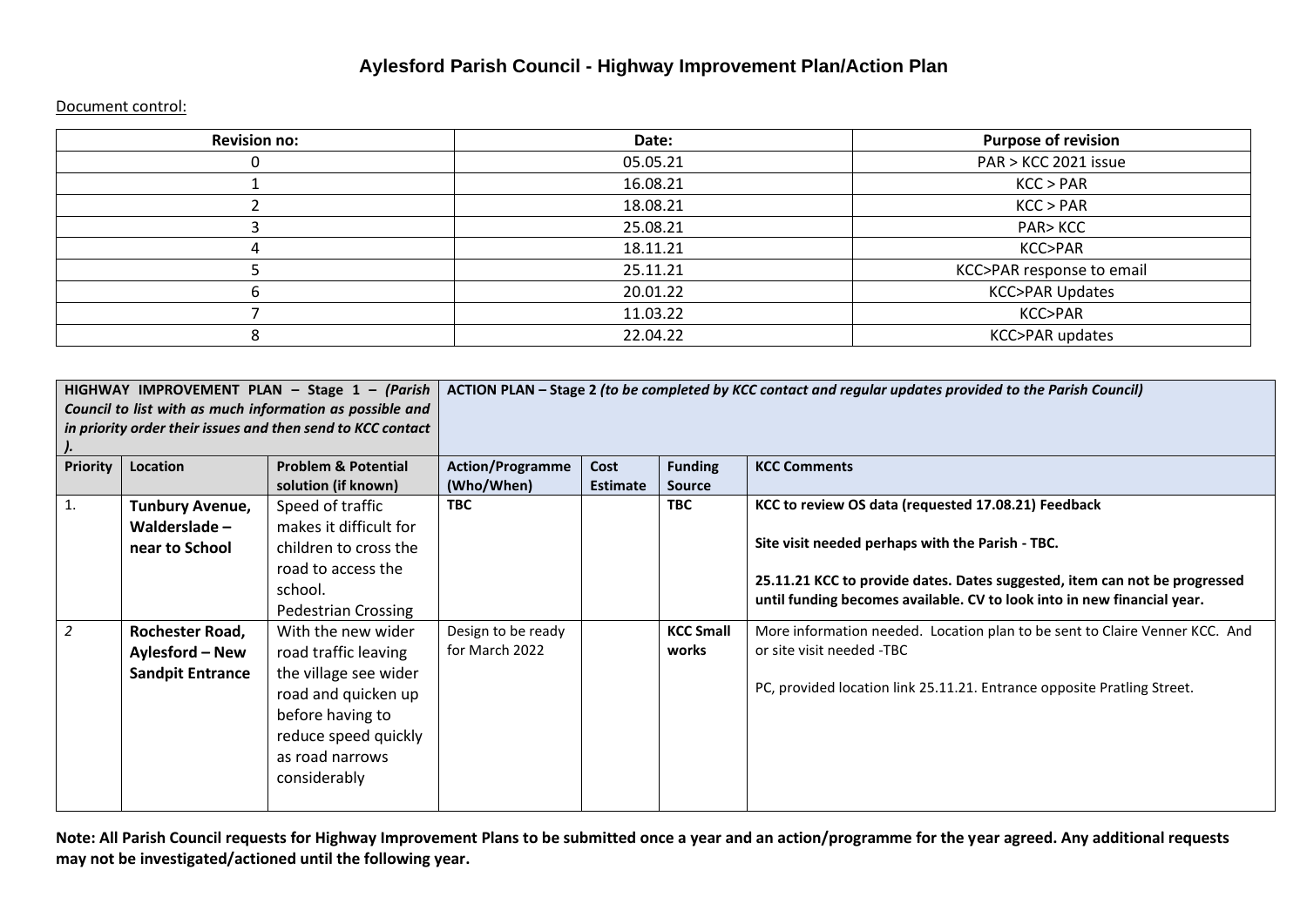# Aylesford Parish Council - Highway Improvement Plan/Action Plan

Document control:

| Revision no: | Date: | Purpose of revision |
|---|---|---|
| 0 | 05.05.21 | PAR > KCC 2021 issue |
| 1 | 16.08.21 | KCC > PAR |
| 2 | 18.08.21 | KCC > PAR |
| 3 | 25.08.21 | PAR> KCC |
| 4 | 18.11.21 | KCC>PAR |
| 5 | 25.11.21 | KCC>PAR response to email |
| 6 | 20.01.22 | KCC>PAR Updates |
| 7 | 11.03.22 | KCC>PAR |
| 8 | 22.04.22 | KCC>PAR updates |

| **HIGHWAY IMPROVEMENT PLAN – Stage 1 –** ***(Parish Council to list with as much information as possible and in priority order their issues and then send to KCC contact).*** | | | **ACTION PLAN – Stage 2** ***(to be completed by KCC contact and regular updates provided to the Parish Council)*** | | | |
|---|---|---|---|---|---|---|
| **Priority** | **Location** | **Problem & Potential solution (if known)** | **Action/Programme (Who/When)** | **Cost Estimate** | **Funding Source** | **KCC Comments** |
| 1. | **Tunbury Avenue, Walderslade – near to School** | Speed of traffic makes it difficult for children to cross the road to access the school. Pedestrian Crossing | **TBC** | | **TBC** | **KCC to review OS data (requested 17.08.21) Feedback**<br><br>**Site visit needed perhaps with the Parish - TBC.**<br><br>**25.11.21 KCC to provide dates. Dates suggested, item can not be progressed until funding becomes available. CV to look into in new financial year.** |
| *2* | **Rochester Road, Aylesford – New Sandpit Entrance** | With the new wider road traffic leaving the village see wider road and quicken up before having to reduce speed quickly as road narrows considerably | Design to be ready for March 2022 | | **KCC Small works** | More information needed. Location plan to be sent to Claire Venner KCC. And or site visit needed -TBC<br><br>PC, provided location link 25.11.21. Entrance opposite Pratling Street. |

**Note: All Parish Council requests for Highway Improvement Plans to be submitted once a year and an action/programme for the year agreed. Any additional requests may not be investigated/actioned until the following year.**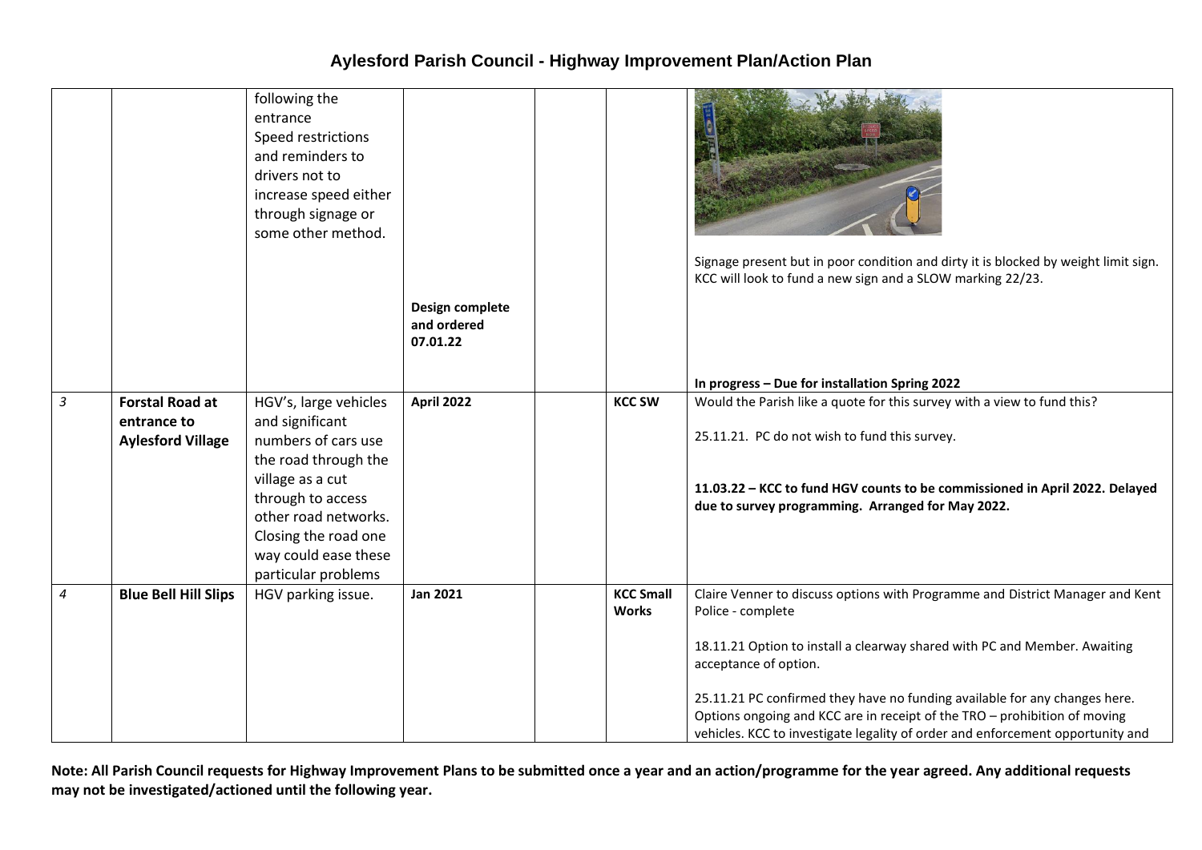# Aylesford Parish Council - Highway Improvement Plan/Action Plan

| | | | | | | |
|---|---|---|---|---|---|---|
| | | following the entrance Speed restrictions and reminders to drivers not to increase speed either through signage or some other method. | **Design complete and ordered 07.01.22** | | | Signage present but in poor condition and dirty it is blocked by weight limit sign. KCC will look to fund a new sign and a SLOW marking 22/23.<br><br>**In progress – Due for installation Spring 2022** |
| *3* | **Forstal Road at entrance to Aylesford Village** | HGV's, large vehicles and significant numbers of cars use the road through the village as a cut through to access other road networks. Closing the road one way could ease these particular problems | **April 2022** | | **KCC SW** | Would the Parish like a quote for this survey with a view to fund this?<br><br>25.11.21. PC do not wish to fund this survey.<br><br>**11.03.22 – KCC to fund HGV counts to be commissioned in April 2022. Delayed due to survey programming. Arranged for May 2022.** |
| *4* | **Blue Bell Hill Slips** | HGV parking issue. | **Jan 2021** | | **KCC Small Works** | Claire Venner to discuss options with Programme and District Manager and Kent Police - complete<br><br>18.11.21 Option to install a clearway shared with PC and Member. Awaiting acceptance of option.<br><br>25.11.21 PC confirmed they have no funding available for any changes here. Options ongoing and KCC are in receipt of the TRO – prohibition of moving vehicles. KCC to investigate legality of order and enforcement opportunity and |

**Note: All Parish Council requests for Highway Improvement Plans to be submitted once a year and an action/programme for the year agreed. Any additional requests may not be investigated/actioned until the following year.**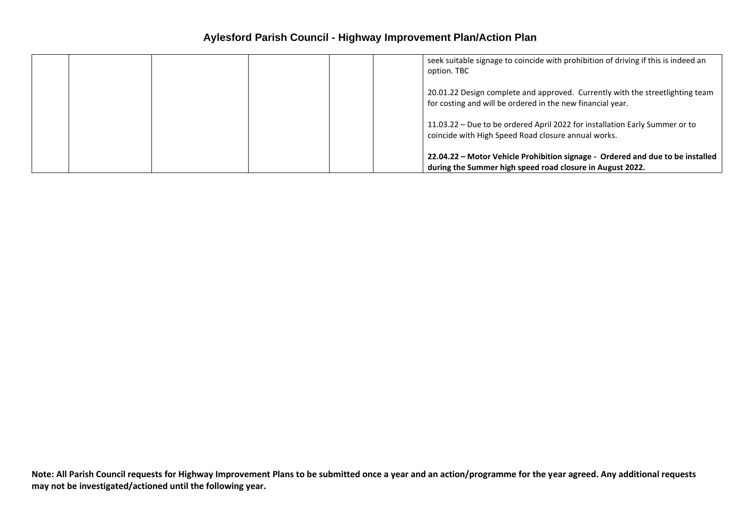# Aylesford Parish Council - Highway Improvement Plan/Action Plan

| | | | | | | |
|---|---|---|---|---|---|---|
| | | | | | | seek suitable signage to coincide with prohibition of driving if this is indeed an option. TBC<br><br>20.01.22 Design complete and approved. Currently with the streetlighting team for costing and will be ordered in the new financial year.<br><br>11.03.22 – Due to be ordered April 2022 for installation Early Summer or to coincide with High Speed Road closure annual works.<br><br>**22.04.22 – Motor Vehicle Prohibition signage - Ordered and due to be installed during the Summer high speed road closure in August 2022.** |

**Note: All Parish Council requests for Highway Improvement Plans to be submitted once a year and an action/programme for the year agreed. Any additional requests may not be investigated/actioned until the following year.**